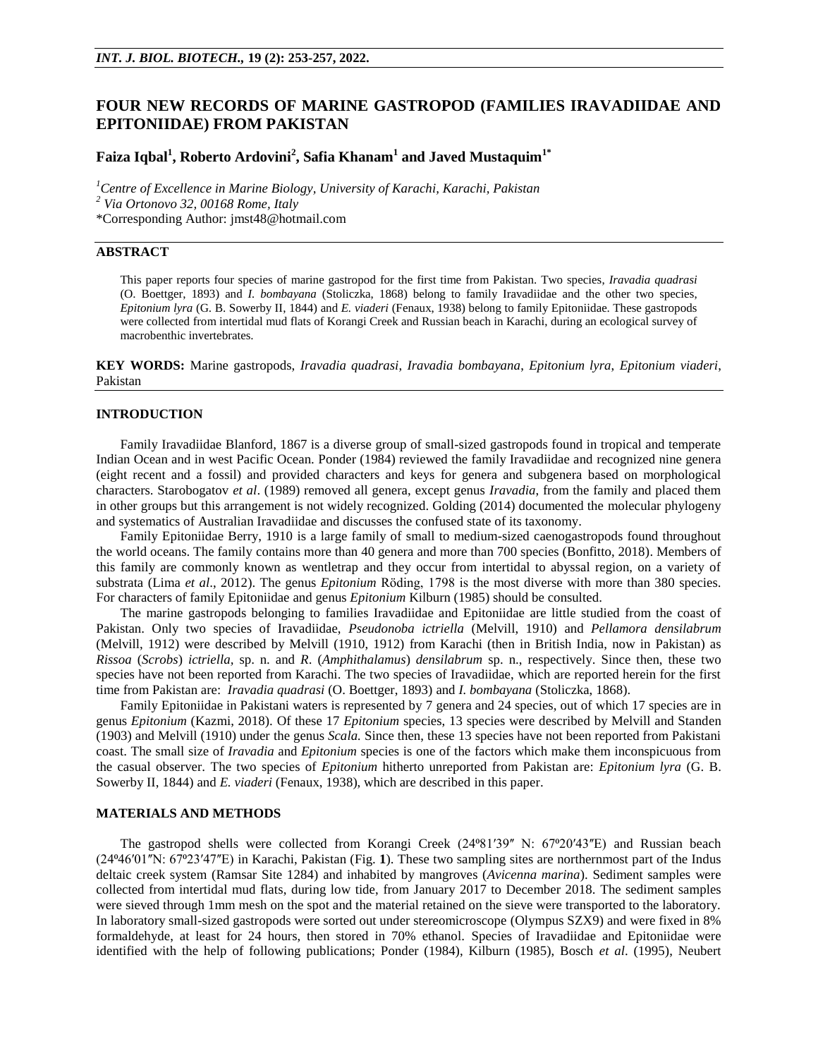# FOUR NEW RECORDS OF MARINE GASTROPOD (FAMILIES IRAVADIIDAE AND EPITONIIDAE) FROM PAKISTAN

**Faiza Iqbal[1], Roberto Ardovini[2], Safia Khanam[1] and Javed Mustaquim[1*]**

[1]*Centre of Excellence in Marine Biology, University of Karachi, Karachi, Pakistan*
[2]*Via Ortonovo 32, 00168 Rome, Italy*
*Corresponding Author: jmst48@hotmail.com

## ABSTRACT

This paper reports four species of marine gastropod for the first time from Pakistan. Two species, *Iravadia quadrasi* (O. Boettger, 1893) and *I. bombayana* (Stoliczka, 1868) belong to family Iravadiidae and the other two species, *Epitonium lyra* (G. B. Sowerby II, 1844) and *E. viaderi* (Fenaux, 1938) belong to family Epitoniidae. These gastropods were collected from intertidal mud flats of Korangi Creek and Russian beach in Karachi, during an ecological survey of macrobenthic invertebrates.

**KEY WORDS:** Marine gastropods, *Iravadia quadrasi*, *Iravadia bombayana*, *Epitonium lyra*, *Epitonium viaderi*, Pakistan

## INTRODUCTION

Family Iravadiidae Blanford, 1867 is a diverse group of small-sized gastropods found in tropical and temperate Indian Ocean and in west Pacific Ocean. Ponder (1984) reviewed the family Iravadiidae and recognized nine genera (eight recent and a fossil) and provided characters and keys for genera and subgenera based on morphological characters. Starobogatov *et al*. (1989) removed all genera, except genus *Iravadia*, from the family and placed them in other groups but this arrangement is not widely recognized. Golding (2014) documented the molecular phylogeny and systematics of Australian Iravadiidae and discusses the confused state of its taxonomy.

Family Epitoniidae Berry, 1910 is a large family of small to medium-sized caenogastropods found throughout the world oceans. The family contains more than 40 genera and more than 700 species (Bonfitto, 2018). Members of this family are commonly known as wentletrap and they occur from intertidal to abyssal region, on a variety of substrata (Lima *et al*., 2012). The genus *Epitonium* Röding, 1798 is the most diverse with more than 380 species. For characters of family Epitoniidae and genus *Epitonium* Kilburn (1985) should be consulted.

The marine gastropods belonging to families Iravadiidae and Epitoniidae are little studied from the coast of Pakistan. Only two species of Iravadiidae, *Pseudonoba ictriella* (Melvill, 1910) and *Pellamora densilabrum* (Melvill, 1912) were described by Melvill (1910, 1912) from Karachi (then in British India, now in Pakistan) as *Rissoa* (*Scrobs*) *ictriella*, sp. n. and *R*. (*Amphithalamus*) *densilabrum* sp. n., respectively. Since then, these two species have not been reported from Karachi. The two species of Iravadiidae, which are reported herein for the first time from Pakistan are: *Iravadia quadrasi* (O. Boettger, 1893) and *I. bombayana* (Stoliczka, 1868).

Family Epitoniidae in Pakistani waters is represented by 7 genera and 24 species, out of which 17 species are in genus *Epitonium* (Kazmi, 2018). Of these 17 *Epitonium* species, 13 species were described by Melvill and Standen (1903) and Melvill (1910) under the genus *Scala.* Since then, these 13 species have not been reported from Pakistani coast. The small size of *Iravadia* and *Epitonium* species is one of the factors which make them inconspicuous from the casual observer. The two species of *Epitonium* hitherto unreported from Pakistan are: *Epitonium lyra* (G. B. Sowerby II, 1844) and *E. viaderi* (Fenaux, 1938), which are described in this paper.

## MATERIALS AND METHODS

The gastropod shells were collected from Korangi Creek (24º81′39″ N: 67º20′43″E) and Russian beach (24º46′01″N: 67º23′47″E) in Karachi, Pakistan (Fig. **1**). These two sampling sites are northernmost part of the Indus deltaic creek system (Ramsar Site 1284) and inhabited by mangroves (*Avicenna marina*). Sediment samples were collected from intertidal mud flats, during low tide, from January 2017 to December 2018. The sediment samples were sieved through 1mm mesh on the spot and the material retained on the sieve were transported to the laboratory. In laboratory small-sized gastropods were sorted out under stereomicroscope (Olympus SZX9) and were fixed in 8% formaldehyde, at least for 24 hours, then stored in 70% ethanol. Species of Iravadiidae and Epitoniidae were identified with the help of following publications; Ponder (1984), Kilburn (1985), Bosch *et al*. (1995), Neubert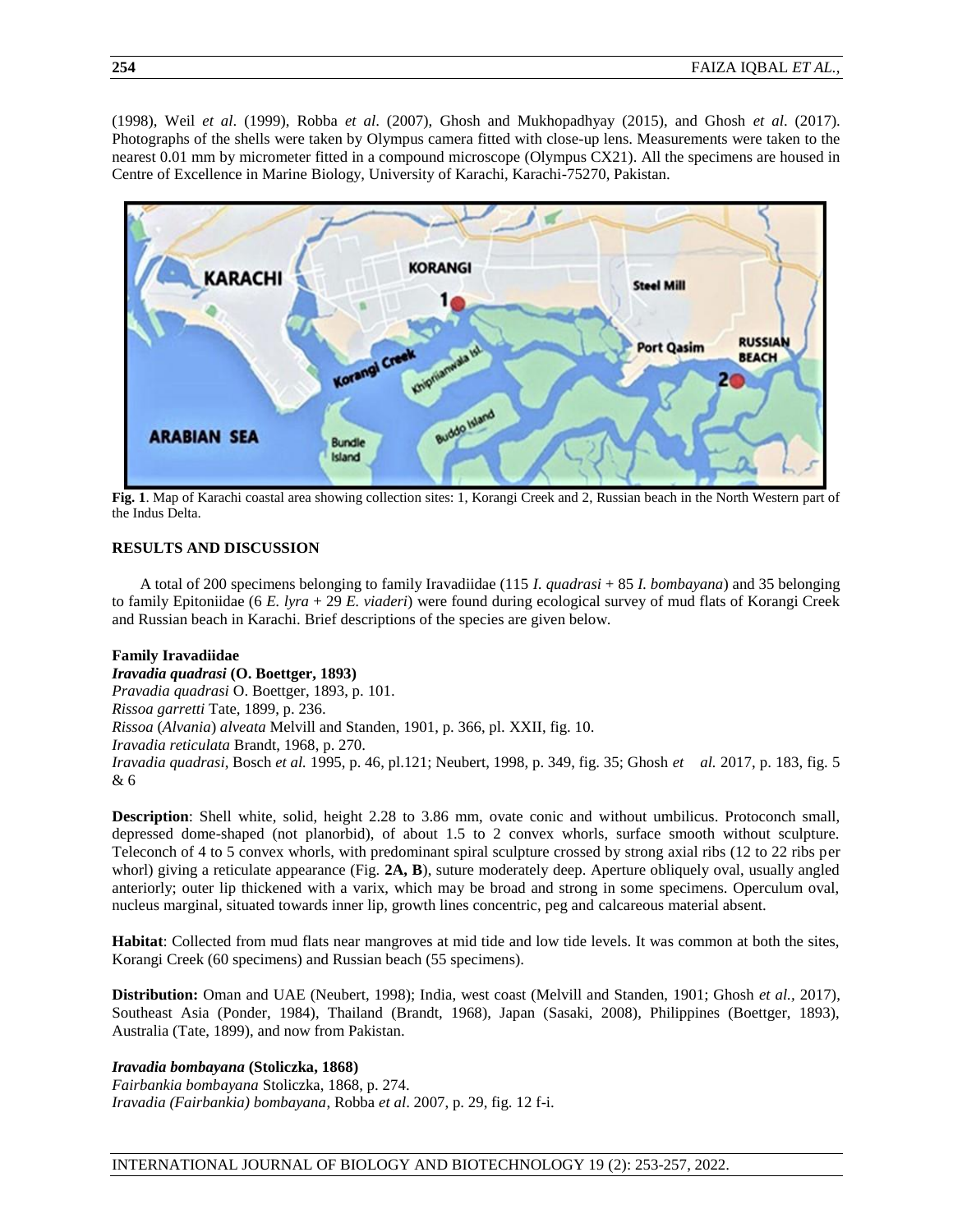(1998), Weil *et al*. (1999), Robba *et al*. (2007), Ghosh and Mukhopadhyay (2015), and Ghosh *et al*. (2017). Photographs of the shells were taken by Olympus camera fitted with close-up lens. Measurements were taken to the nearest 0.01 mm by micrometer fitted in a compound microscope (Olympus CX21). All the specimens are housed in Centre of Excellence in Marine Biology, University of Karachi, Karachi-75270, Pakistan.

**Fig. 1**. Map of Karachi coastal area showing collection sites: 1, Korangi Creek and 2, Russian beach in the North Western part of the Indus Delta.

## RESULTS AND DISCUSSION

A total of 200 specimens belonging to family Iravadiidae (115 *I. quadrasi* + 85 *I. bombayana*) and 35 belonging to family Epitoniidae (6 *E. lyra* + 29 *E. viaderi*) were found during ecological survey of mud flats of Korangi Creek and Russian beach in Karachi. Brief descriptions of the species are given below.

### Family Iravadiidae

***Iravadia quadrasi* (O. Boettger, 1893)**

*Pravadia quadrasi* O. Boettger, 1893, p. 101.
*Rissoa garretti* Tate, 1899, p. 236.
*Rissoa* (*Alvania*) *alveata* Melvill and Standen, 1901, p. 366, pl. XXII, fig. 10.
*Iravadia reticulata* Brandt, 1968, p. 270.
*Iravadia quadrasi*, Bosch *et al.* 1995, p. 46, pl.121; Neubert, 1998, p. 349, fig. 35; Ghosh *et al.* 2017, p. 183, fig. 5 & 6

**Description**: Shell white, solid, height 2.28 to 3.86 mm, ovate conic and without umbilicus. Protoconch small, depressed dome-shaped (not planorbid), of about 1.5 to 2 convex whorls, surface smooth without sculpture. Teleconch of 4 to 5 convex whorls, with predominant spiral sculpture crossed by strong axial ribs (12 to 22 ribs per whorl) giving a reticulate appearance (Fig. **2A, B**), suture moderately deep. Aperture obliquely oval, usually angled anteriorly; outer lip thickened with a varix, which may be broad and strong in some specimens. Operculum oval, nucleus marginal, situated towards inner lip, growth lines concentric, peg and calcareous material absent.

**Habitat**: Collected from mud flats near mangroves at mid tide and low tide levels. It was common at both the sites, Korangi Creek (60 specimens) and Russian beach (55 specimens).

**Distribution:** Oman and UAE (Neubert, 1998); India, west coast (Melvill and Standen, 1901; Ghosh *et al.*, 2017), Southeast Asia (Ponder, 1984), Thailand (Brandt, 1968), Japan (Sasaki, 2008), Philippines (Boettger, 1893), Australia (Tate, 1899), and now from Pakistan.

***Iravadia bombayana* (Stoliczka, 1868)**

*Fairbankia bombayana* Stoliczka, 1868, p. 274.
*Iravadia (Fairbankia) bombayana*, Robba *et al*. 2007, p. 29, fig. 12 f-i.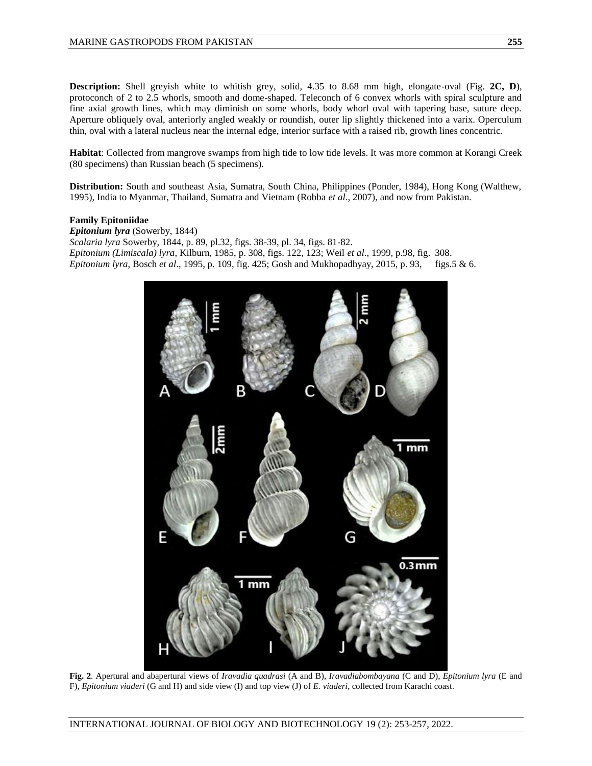**Description:** Shell greyish white to whitish grey, solid, 4.35 to 8.68 mm high, elongate-oval (Fig. **2C, D**), protoconch of 2 to 2.5 whorls, smooth and dome-shaped. Teleconch of 6 convex whorls with spiral sculpture and fine axial growth lines, which may diminish on some whorls, body whorl oval with tapering base, suture deep. Aperture obliquely oval, anteriorly angled weakly or roundish, outer lip slightly thickened into a varix. Operculum thin, oval with a lateral nucleus near the internal edge, interior surface with a raised rib, growth lines concentric.

**Habitat**: Collected from mangrove swamps from high tide to low tide levels. It was more common at Korangi Creek (80 specimens) than Russian beach (5 specimens).

**Distribution:** South and southeast Asia, Sumatra, South China, Philippines (Ponder, 1984), Hong Kong (Walthew, 1995), India to Myanmar, Thailand, Sumatra and Vietnam (Robba *et al*., 2007), and now from Pakistan.

**Family Epitoniidae**

***Epitonium lyra*** (Sowerby, 1844)

*Scalaria lyra* Sowerby, 1844, p. 89, pl.32, figs. 38-39, pl. 34, figs. 81-82.

*Epitonium (Limiscala) lyra*, Kilburn, 1985, p. 308, figs. 122, 123; Weil *et al*., 1999, p.98, fig. 308.

*Epitonium lyra*, Bosch *et al*., 1995, p. 109, fig. 425; Gosh and Mukhopadhyay, 2015, p. 93, figs.5 & 6.

**Fig. 2**. Apertural and abapertural views of *Iravadia quadrasi* (A and B), *Iravadiabombayana* (C and D), *Epitonium lyra* (E and F), *Epitonium viaderi* (G and H) and side view (I) and top view (J) of *E. viaderi*, collected from Karachi coast.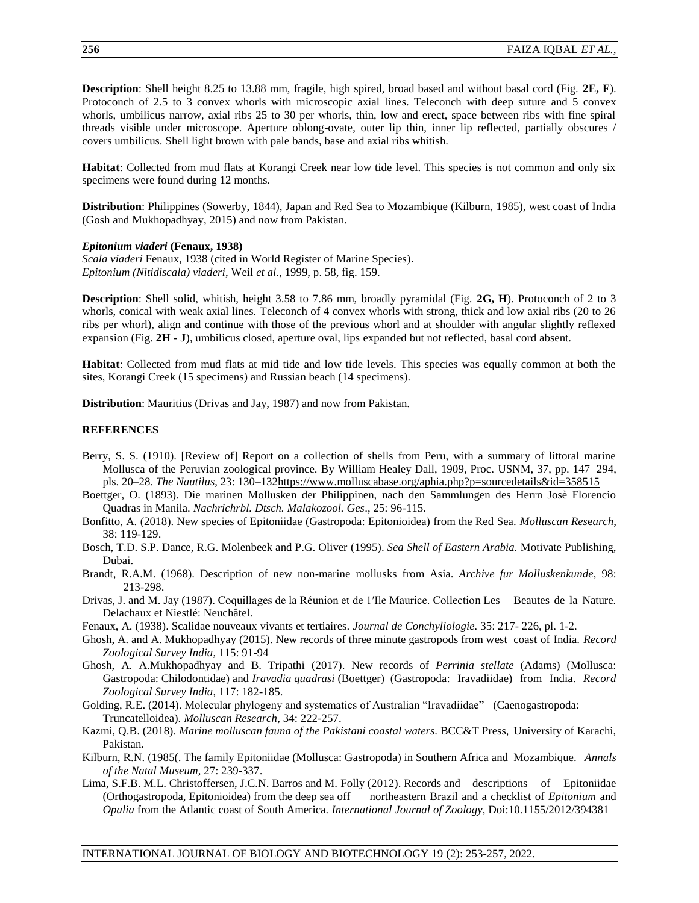**Description**: Shell height 8.25 to 13.88 mm, fragile, high spired, broad based and without basal cord (Fig. **2E, F**). Protoconch of 2.5 to 3 convex whorls with microscopic axial lines. Teleconch with deep suture and 5 convex whorls, umbilicus narrow, axial ribs 25 to 30 per whorls, thin, low and erect, space between ribs with fine spiral threads visible under microscope. Aperture oblong-ovate, outer lip thin, inner lip reflected, partially obscures / covers umbilicus. Shell light brown with pale bands, base and axial ribs whitish.

**Habitat**: Collected from mud flats at Korangi Creek near low tide level. This species is not common and only six specimens were found during 12 months.

**Distribution**: Philippines (Sowerby, 1844), Japan and Red Sea to Mozambique (Kilburn, 1985), west coast of India (Gosh and Mukhopadhyay, 2015) and now from Pakistan.

***Epitonium viaderi*** **(Fenaux, 1938)**
*Scala viaderi* Fenaux, 1938 (cited in World Register of Marine Species).
*Epitonium (Nitidiscala) viaderi*, Weil *et al.*, 1999, p. 58, fig. 159.

**Description**: Shell solid, whitish, height 3.58 to 7.86 mm, broadly pyramidal (Fig. **2G, H**). Protoconch of 2 to 3 whorls, conical with weak axial lines. Teleconch of 4 convex whorls with strong, thick and low axial ribs (20 to 26 ribs per whorl), align and continue with those of the previous whorl and at shoulder with angular slightly reflexed expansion (Fig. **2H - J**), umbilicus closed, aperture oval, lips expanded but not reflected, basal cord absent.

**Habitat**: Collected from mud flats at mid tide and low tide levels. This species was equally common at both the sites, Korangi Creek (15 specimens) and Russian beach (14 specimens).

**Distribution**: Mauritius (Drivas and Jay, 1987) and now from Pakistan.

## REFERENCES

- Berry, S. S. (1910). [Review of] Report on a collection of shells from Peru, with a summary of littoral marine Mollusca of the Peruvian zoological province. By William Healey Dall, 1909, Proc. USNM, 37, pp. 147–294, pls. 20–28. *The Nautilus*, 23: 130–132https://www.molluscabase.org/aphia.php?p=sourcedetails&id=358515
- Boettger, O. (1893). Die marinen Mollusken der Philippinen, nach den Sammlungen des Herrn Josè Florencio Quadras in Manila. *Nachrichrbl. Dtsch. Malakozool. Ges*., 25: 96-115.
- Bonfitto, A. (2018). New species of Epitoniidae (Gastropoda: Epitonioidea) from the Red Sea. *Molluscan Research*, 38: 119-129.
- Bosch, T.D. S.P. Dance, R.G. Molenbeek and P.G. Oliver (1995). *Sea Shell of Eastern Arabia*. Motivate Publishing, Dubai.
- Brandt, R.A.M. (1968). Description of new non-marine mollusks from Asia. *Archive fur Molluskenkunde*, 98: 213-298.
- Drivas, J. and M. Jay (1987). Coquillages de la Réunion et de l'Ile Maurice. Collection Les Beautes de la Nature. Delachaux et Niestlé: Neuchâtel.
- Fenaux, A. (1938). Scalidae nouveaux vivants et tertiaires. *Journal de Conchyliologie.* 35: 217- 226, pl. 1-2.
- Ghosh, A. and A. Mukhopadhyay (2015). New records of three minute gastropods from west coast of India. *Record Zoological Survey India*, 115: 91-94
- Ghosh, A. A.Mukhopadhyay and B. Tripathi (2017). New records of *Perrinia stellate* (Adams) (Mollusca: Gastropoda: Chilodontidae) and *Iravadia quadrasi* (Boettger) (Gastropoda: Iravadiidae) from India. *Record Zoological Survey India*, 117: 182-185.
- Golding, R.E. (2014). Molecular phylogeny and systematics of Australian "Iravadiidae" (Caenogastropoda: Truncatelloidea). *Molluscan Research*, 34: 222-257.
- Kazmi, Q.B. (2018). *Marine molluscan fauna of the Pakistani coastal waters*. BCC&T Press, University of Karachi, Pakistan.
- Kilburn, R.N. (1985(. The family Epitoniidae (Mollusca: Gastropoda) in Southern Africa and Mozambique. *Annals of the Natal Museum*, 27: 239-337.
- Lima, S.F.B. M.L. Christoffersen, J.C.N. Barros and M. Folly (2012). Records and descriptions of Epitoniidae (Orthogastropoda, Epitonioidea) from the deep sea off northeastern Brazil and a checklist of *Epitonium* and *Opalia* from the Atlantic coast of South America. *International Journal of Zoology*, Doi:10.1155/2012/394381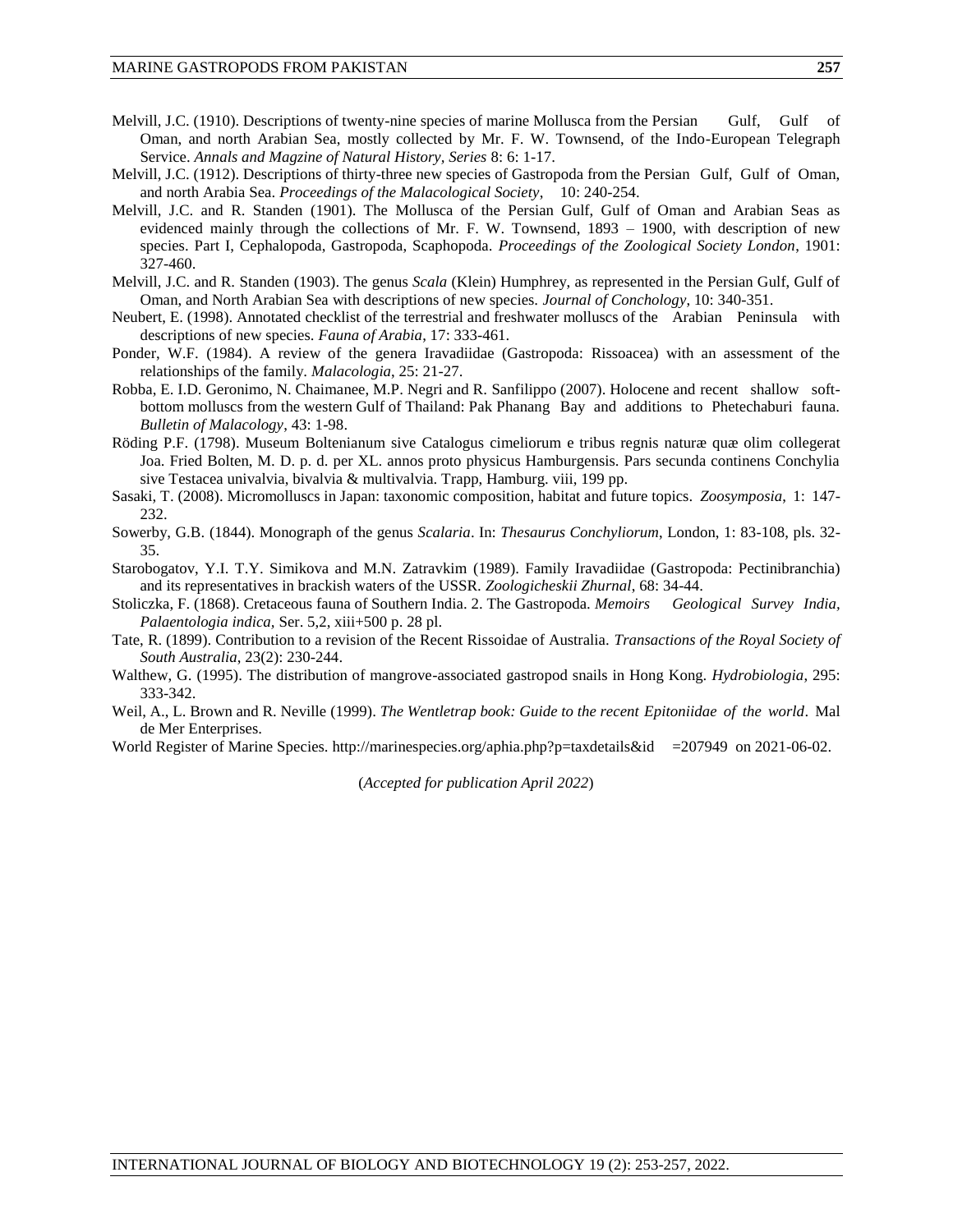Melvill, J.C. (1910). Descriptions of twenty-nine species of marine Mollusca from the Persian Gulf, Gulf of Oman, and north Arabian Sea, mostly collected by Mr. F. W. Townsend, of the Indo-European Telegraph Service. *Annals and Magzine of Natural History, Series* 8: 6: 1-17.

Melvill, J.C. (1912). Descriptions of thirty-three new species of Gastropoda from the Persian Gulf, Gulf of Oman, and north Arabia Sea. *Proceedings of the Malacological Society*, 10: 240-254.

Melvill, J.C. and R. Standen (1901). The Mollusca of the Persian Gulf, Gulf of Oman and Arabian Seas as evidenced mainly through the collections of Mr. F. W. Townsend, 1893 – 1900, with description of new species. Part I, Cephalopoda, Gastropoda, Scaphopoda. *Proceedings of the Zoological Society London*, 1901: 327-460.

Melvill, J.C. and R. Standen (1903). The genus *Scala* (Klein) Humphrey, as represented in the Persian Gulf, Gulf of Oman, and North Arabian Sea with descriptions of new species. *Journal of Conchology*, 10: 340-351.

Neubert, E. (1998). Annotated checklist of the terrestrial and freshwater molluscs of the Arabian Peninsula with descriptions of new species. *Fauna of Arabia*, 17: 333-461.

Ponder, W.F. (1984). A review of the genera Iravadiidae (Gastropoda: Rissoacea) with an assessment of the relationships of the family. *Malacologia*, 25: 21-27.

Robba, E. I.D. Geronimo, N. Chaimanee, M.P. Negri and R. Sanfilippo (2007). Holocene and recent shallow soft-bottom molluscs from the western Gulf of Thailand: Pak Phanang Bay and additions to Phetechaburi fauna. *Bulletin of Malacology*, 43: 1-98.

Röding P.F. (1798). Museum Boltenianum sive Catalogus cimeliorum e tribus regnis naturæ quæ olim collegerat Joa. Fried Bolten, M. D. p. d. per XL. annos proto physicus Hamburgensis. Pars secunda continens Conchylia sive Testacea univalvia, bivalvia & multivalvia. Trapp, Hamburg. viii, 199 pp.

Sasaki, T. (2008). Micromolluscs in Japan: taxonomic composition, habitat and future topics. *Zoosymposia*, 1: 147-232.

Sowerby, G.B. (1844). Monograph of the genus *Scalaria*. In: *Thesaurus Conchyliorum*, London, 1: 83-108, pls. 32-35.

Starobogatov, Y.I. T.Y. Simikova and M.N. Zatravkim (1989). Family Iravadiidae (Gastropoda: Pectinibranchia) and its representatives in brackish waters of the USSR. *Zoologicheskii Zhurnal*, 68: 34-44.

Stoliczka, F. (1868). Cretaceous fauna of Southern India. 2. The Gastropoda. *Memoirs Geological Survey India, Palaentologia indica,* Ser. 5,2, xiii+500 p. 28 pl.

Tate, R. (1899). Contribution to a revision of the Recent Rissoidae of Australia. *Transactions of the Royal Society of South Australia*, 23(2): 230-244.

Walthew, G. (1995). The distribution of mangrove-associated gastropod snails in Hong Kong. *Hydrobiologia*, 295: 333-342.

Weil, A., L. Brown and R. Neville (1999). *The Wentletrap book: Guide to the recent Epitoniidae of the world*. Mal de Mer Enterprises.

World Register of Marine Species. http://marinespecies.org/aphia.php?p=taxdetails&id =207949 on 2021-06-02.

(*Accepted for publication April 2022*)